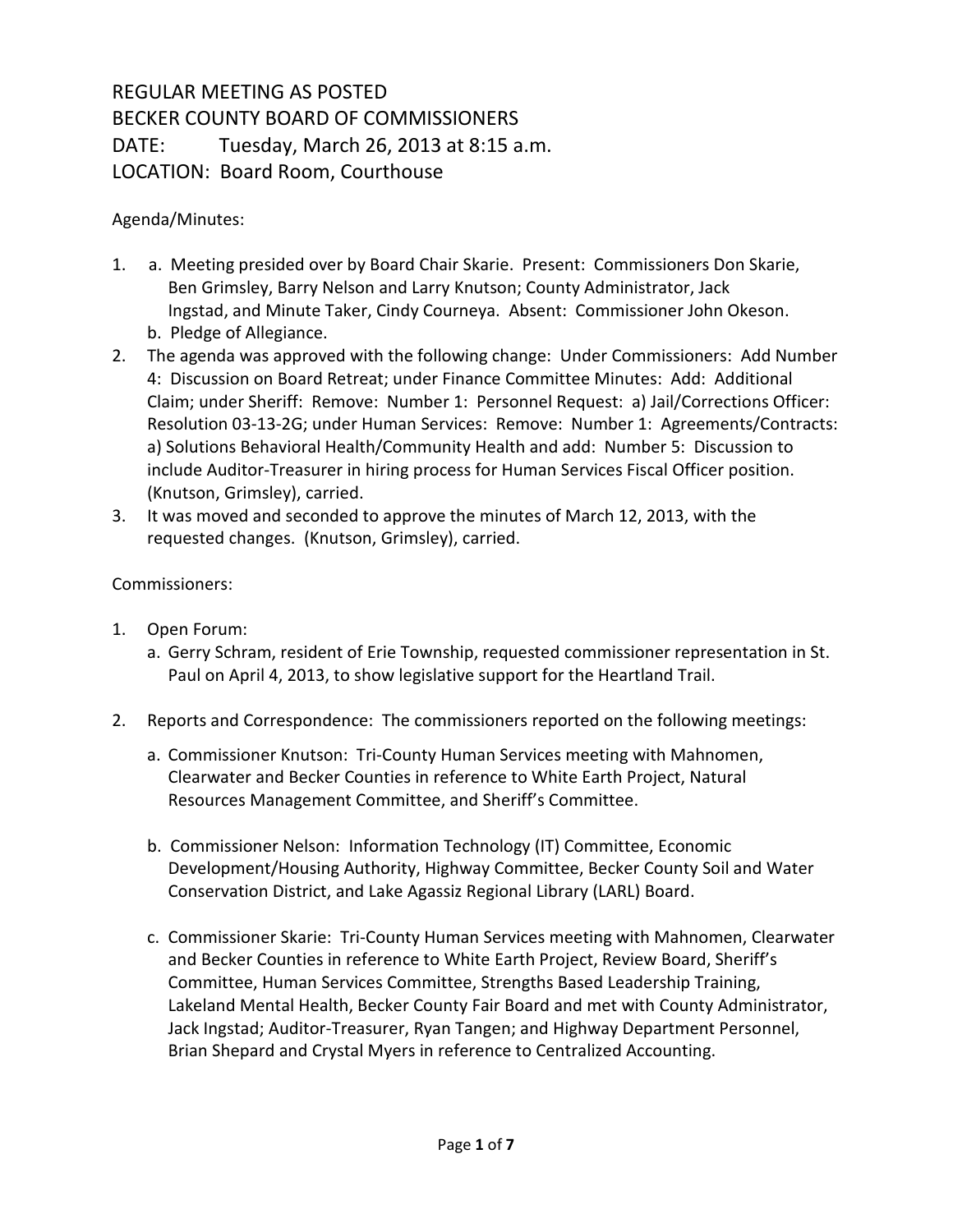# REGULAR MEETING AS POSTED
# BECKER COUNTY BOARD OF COMMISSIONERS
## DATE: Tuesday, March 26, 2013 at 8:15 a.m.
## LOCATION: Board Room, Courthouse

Agenda/Minutes:

1. a. Meeting presided over by Board Chair Skarie. Present: Commissioners Don Skarie, Ben Grimsley, Barry Nelson and Larry Knutson; County Administrator, Jack Ingstad, and Minute Taker, Cindy Courneya. Absent: Commissioner John Okeson.
   b. Pledge of Allegiance.
2. The agenda was approved with the following change: Under Commissioners: Add Number 4: Discussion on Board Retreat; under Finance Committee Minutes: Add: Additional Claim; under Sheriff: Remove: Number 1: Personnel Request: a) Jail/Corrections Officer: Resolution 03-13-2G; under Human Services: Remove: Number 1: Agreements/Contracts: a) Solutions Behavioral Health/Community Health and add: Number 5: Discussion to include Auditor-Treasurer in hiring process for Human Services Fiscal Officer position. (Knutson, Grimsley), carried.
3. It was moved and seconded to approve the minutes of March 12, 2013, with the requested changes. (Knutson, Grimsley), carried.

Commissioners:

1. Open Forum:
   a. Gerry Schram, resident of Erie Township, requested commissioner representation in St. Paul on April 4, 2013, to show legislative support for the Heartland Trail.

2. Reports and Correspondence: The commissioners reported on the following meetings:

   a. Commissioner Knutson: Tri-County Human Services meeting with Mahnomen, Clearwater and Becker Counties in reference to White Earth Project, Natural Resources Management Committee, and Sheriff's Committee.

   b. Commissioner Nelson: Information Technology (IT) Committee, Economic Development/Housing Authority, Highway Committee, Becker County Soil and Water Conservation District, and Lake Agassiz Regional Library (LARL) Board.

   c. Commissioner Skarie: Tri-County Human Services meeting with Mahnomen, Clearwater and Becker Counties in reference to White Earth Project, Review Board, Sheriff's Committee, Human Services Committee, Strengths Based Leadership Training, Lakeland Mental Health, Becker County Fair Board and met with County Administrator, Jack Ingstad; Auditor-Treasurer, Ryan Tangen; and Highway Department Personnel, Brian Shepard and Crystal Myers in reference to Centralized Accounting.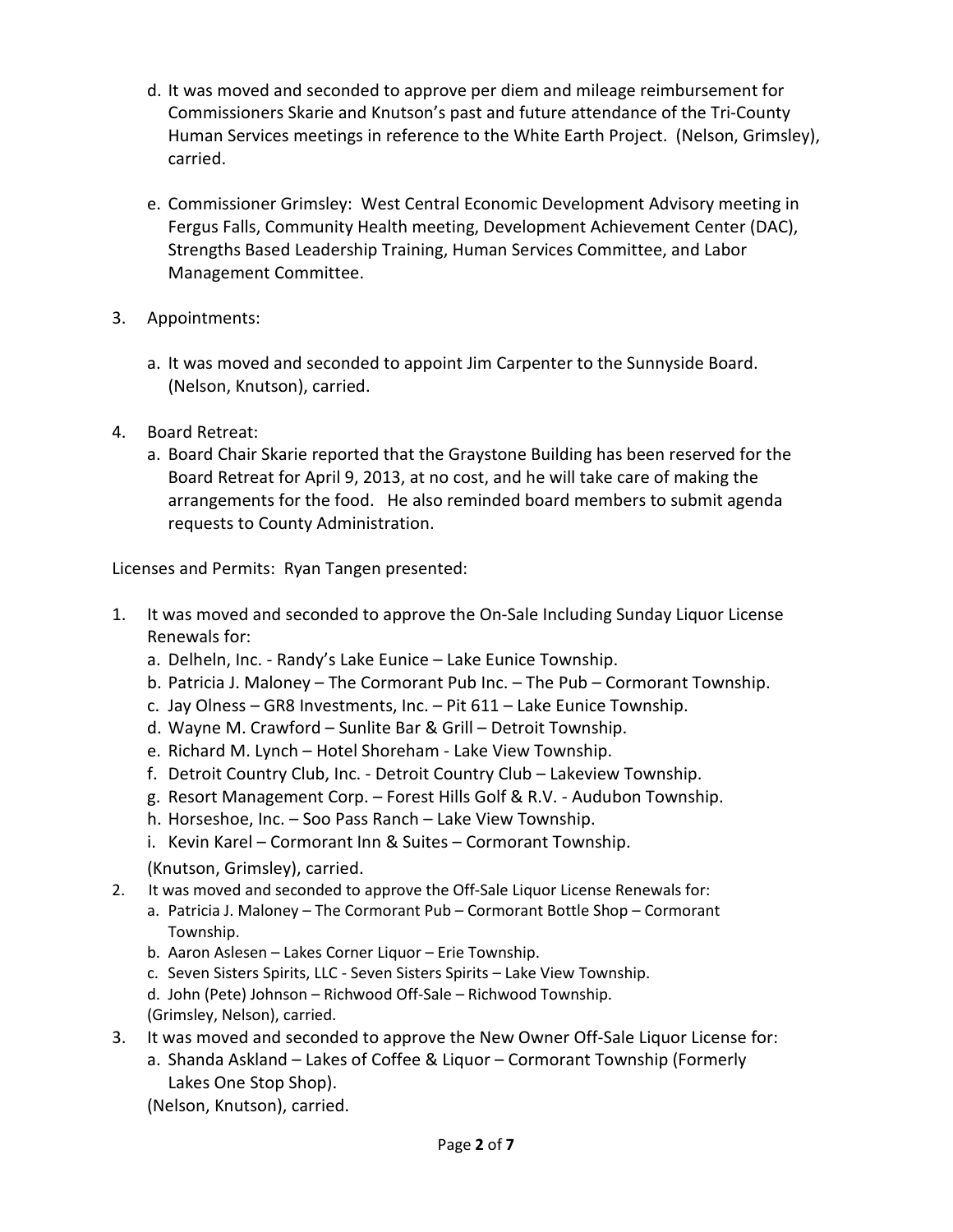d. It was moved and seconded to approve per diem and mileage reimbursement for Commissioners Skarie and Knutson's past and future attendance of the Tri-County Human Services meetings in reference to the White Earth Project. (Nelson, Grimsley), carried.

e. Commissioner Grimsley: West Central Economic Development Advisory meeting in Fergus Falls, Community Health meeting, Development Achievement Center (DAC), Strengths Based Leadership Training, Human Services Committee, and Labor Management Committee.

3. Appointments:

   a. It was moved and seconded to appoint Jim Carpenter to the Sunnyside Board. (Nelson, Knutson), carried.

4. Board Retreat:
   a. Board Chair Skarie reported that the Graystone Building has been reserved for the Board Retreat for April 9, 2013, at no cost, and he will take care of making the arrangements for the food. He also reminded board members to submit agenda requests to County Administration.

Licenses and Permits: Ryan Tangen presented:

1. It was moved and seconded to approve the On-Sale Including Sunday Liquor License Renewals for:
   a. Delheln, Inc. - Randy's Lake Eunice – Lake Eunice Township.
   b. Patricia J. Maloney – The Cormorant Pub Inc. – The Pub – Cormorant Township.
   c. Jay Olness – GR8 Investments, Inc. – Pit 611 – Lake Eunice Township.
   d. Wayne M. Crawford – Sunlite Bar & Grill – Detroit Township.
   e. Richard M. Lynch – Hotel Shoreham - Lake View Township.
   f. Detroit Country Club, Inc. - Detroit Country Club – Lakeview Township.
   g. Resort Management Corp. – Forest Hills Golf & R.V. - Audubon Township.
   h. Horseshoe, Inc. – Soo Pass Ranch – Lake View Township.
   i. Kevin Karel – Cormorant Inn & Suites – Cormorant Township.

   (Knutson, Grimsley), carried.
2. It was moved and seconded to approve the Off-Sale Liquor License Renewals for:
   a. Patricia J. Maloney – The Cormorant Pub – Cormorant Bottle Shop – Cormorant Township.
   b. Aaron Aslesen – Lakes Corner Liquor – Erie Township.
   c. Seven Sisters Spirits, LLC - Seven Sisters Spirits – Lake View Township.
   d. John (Pete) Johnson – Richwood Off-Sale – Richwood Township.

   (Grimsley, Nelson), carried.
3. It was moved and seconded to approve the New Owner Off-Sale Liquor License for:
   a. Shanda Askland – Lakes of Coffee & Liquor – Cormorant Township (Formerly Lakes One Stop Shop).

   (Nelson, Knutson), carried.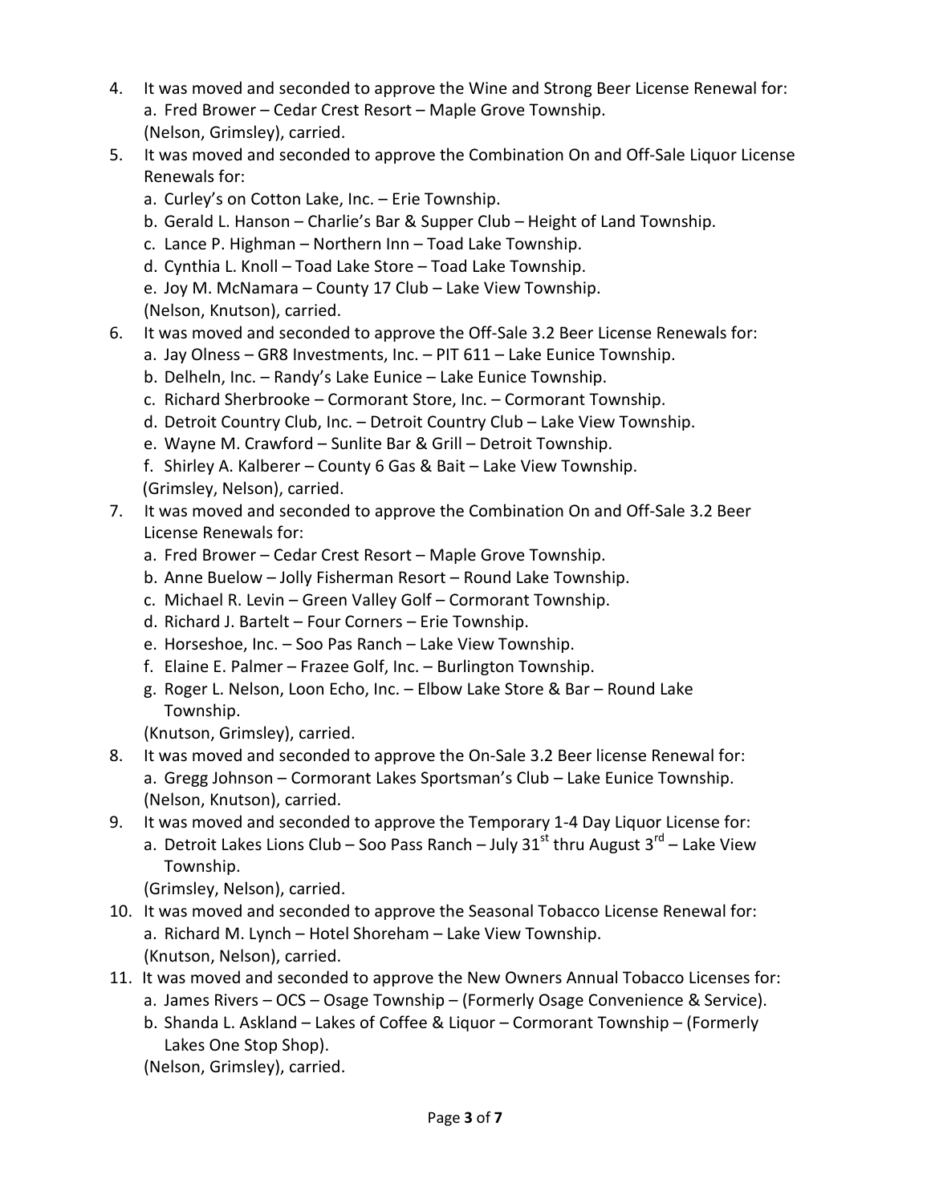4. It was moved and seconded to approve the Wine and Strong Beer License Renewal for:
   a. Fred Brower – Cedar Crest Resort – Maple Grove Township.
   (Nelson, Grimsley), carried.
5. It was moved and seconded to approve the Combination On and Off-Sale Liquor License Renewals for:
   a. Curley's on Cotton Lake, Inc. – Erie Township.
   b. Gerald L. Hanson – Charlie's Bar & Supper Club – Height of Land Township.
   c. Lance P. Highman – Northern Inn – Toad Lake Township.
   d. Cynthia L. Knoll – Toad Lake Store – Toad Lake Township.
   e. Joy M. McNamara – County 17 Club – Lake View Township.
   (Nelson, Knutson), carried.
6. It was moved and seconded to approve the Off-Sale 3.2 Beer License Renewals for:
   a. Jay Olness – GR8 Investments, Inc. – PIT 611 – Lake Eunice Township.
   b. Delheln, Inc. – Randy's Lake Eunice – Lake Eunice Township.
   c. Richard Sherbrooke – Cormorant Store, Inc. – Cormorant Township.
   d. Detroit Country Club, Inc. – Detroit Country Club – Lake View Township.
   e. Wayne M. Crawford – Sunlite Bar & Grill – Detroit Township.
   f. Shirley A. Kalberer – County 6 Gas & Bait – Lake View Township.
   (Grimsley, Nelson), carried.
7. It was moved and seconded to approve the Combination On and Off-Sale 3.2 Beer License Renewals for:
   a. Fred Brower – Cedar Crest Resort – Maple Grove Township.
   b. Anne Buelow – Jolly Fisherman Resort – Round Lake Township.
   c. Michael R. Levin – Green Valley Golf – Cormorant Township.
   d. Richard J. Bartelt – Four Corners – Erie Township.
   e. Horseshoe, Inc. – Soo Pas Ranch – Lake View Township.
   f. Elaine E. Palmer – Frazee Golf, Inc. – Burlington Township.
   g. Roger L. Nelson, Loon Echo, Inc. – Elbow Lake Store & Bar – Round Lake Township.
   (Knutson, Grimsley), carried.
8. It was moved and seconded to approve the On-Sale 3.2 Beer license Renewal for:
   a. Gregg Johnson – Cormorant Lakes Sportsman's Club – Lake Eunice Township.
   (Nelson, Knutson), carried.
9. It was moved and seconded to approve the Temporary 1-4 Day Liquor License for:
   a. Detroit Lakes Lions Club – Soo Pass Ranch – July 31st thru August 3rd – Lake View Township.
   (Grimsley, Nelson), carried.
10. It was moved and seconded to approve the Seasonal Tobacco License Renewal for:
    a. Richard M. Lynch – Hotel Shoreham – Lake View Township.
    (Knutson, Nelson), carried.
11. It was moved and seconded to approve the New Owners Annual Tobacco Licenses for:
    a. James Rivers – OCS – Osage Township – (Formerly Osage Convenience & Service).
    b. Shanda L. Askland – Lakes of Coffee & Liquor – Cormorant Township – (Formerly Lakes One Stop Shop).
    (Nelson, Grimsley), carried.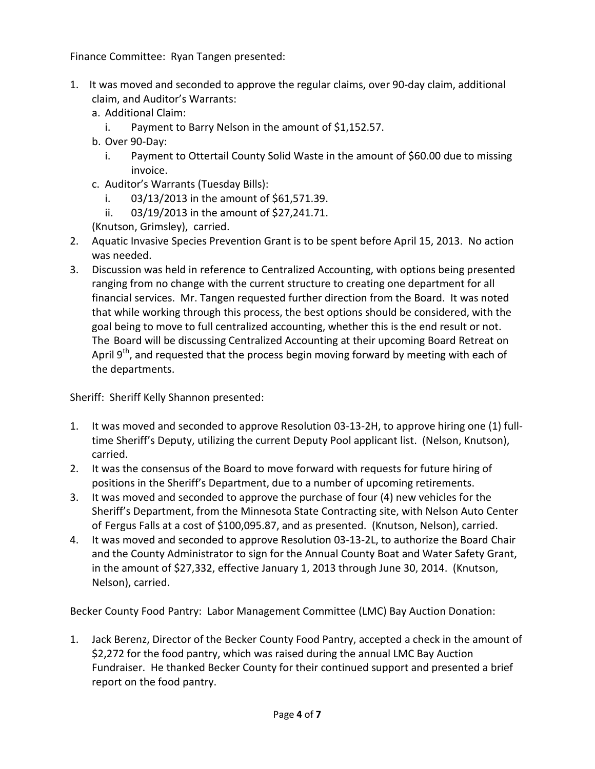Finance Committee: Ryan Tangen presented:

1. It was moved and seconded to approve the regular claims, over 90-day claim, additional claim, and Auditor's Warrants:
   a. Additional Claim:
      i. Payment to Barry Nelson in the amount of $1,152.57.
   b. Over 90-Day:
      i. Payment to Ottertail County Solid Waste in the amount of $60.00 due to missing invoice.
   c. Auditor's Warrants (Tuesday Bills):
      i. 03/13/2013 in the amount of $61,571.39.
      ii. 03/19/2013 in the amount of $27,241.71.

   (Knutson, Grimsley), carried.
2. Aquatic Invasive Species Prevention Grant is to be spent before April 15, 2013. No action was needed.
3. Discussion was held in reference to Centralized Accounting, with options being presented ranging from no change with the current structure to creating one department for all financial services. Mr. Tangen requested further direction from the Board. It was noted that while working through this process, the best options should be considered, with the goal being to move to full centralized accounting, whether this is the end result or not. The Board will be discussing Centralized Accounting at their upcoming Board Retreat on April 9th, and requested that the process begin moving forward by meeting with each of the departments.

Sheriff: Sheriff Kelly Shannon presented:

1. It was moved and seconded to approve Resolution 03-13-2H, to approve hiring one (1) full-time Sheriff's Deputy, utilizing the current Deputy Pool applicant list. (Nelson, Knutson), carried.
2. It was the consensus of the Board to move forward with requests for future hiring of positions in the Sheriff's Department, due to a number of upcoming retirements.
3. It was moved and seconded to approve the purchase of four (4) new vehicles for the Sheriff's Department, from the Minnesota State Contracting site, with Nelson Auto Center of Fergus Falls at a cost of $100,095.87, and as presented. (Knutson, Nelson), carried.
4. It was moved and seconded to approve Resolution 03-13-2L, to authorize the Board Chair and the County Administrator to sign for the Annual County Boat and Water Safety Grant, in the amount of $27,332, effective January 1, 2013 through June 30, 2014. (Knutson, Nelson), carried.

Becker County Food Pantry: Labor Management Committee (LMC) Bay Auction Donation:

1. Jack Berenz, Director of the Becker County Food Pantry, accepted a check in the amount of $2,272 for the food pantry, which was raised during the annual LMC Bay Auction Fundraiser. He thanked Becker County for their continued support and presented a brief report on the food pantry.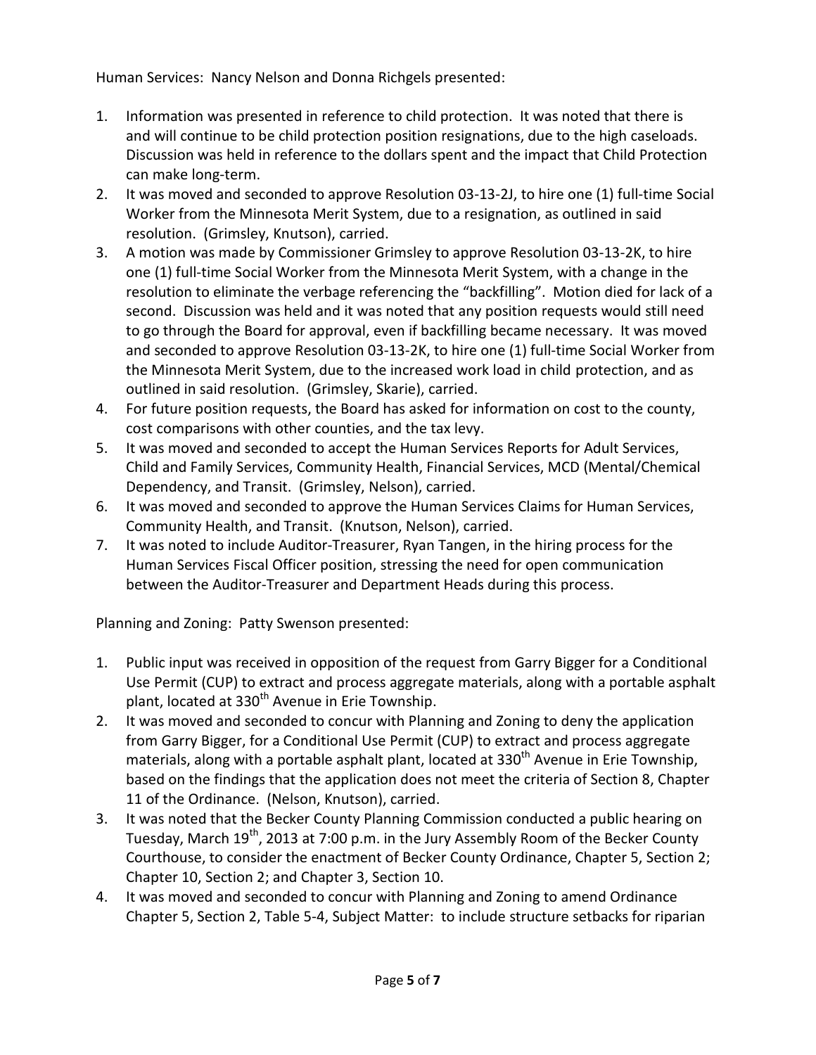Human Services: Nancy Nelson and Donna Richgels presented:

1. Information was presented in reference to child protection. It was noted that there is and will continue to be child protection position resignations, due to the high caseloads. Discussion was held in reference to the dollars spent and the impact that Child Protection can make long-term.
2. It was moved and seconded to approve Resolution 03-13-2J, to hire one (1) full-time Social Worker from the Minnesota Merit System, due to a resignation, as outlined in said resolution. (Grimsley, Knutson), carried.
3. A motion was made by Commissioner Grimsley to approve Resolution 03-13-2K, to hire one (1) full-time Social Worker from the Minnesota Merit System, with a change in the resolution to eliminate the verbage referencing the "backfilling". Motion died for lack of a second. Discussion was held and it was noted that any position requests would still need to go through the Board for approval, even if backfilling became necessary. It was moved and seconded to approve Resolution 03-13-2K, to hire one (1) full-time Social Worker from the Minnesota Merit System, due to the increased work load in child protection, and as outlined in said resolution. (Grimsley, Skarie), carried.
4. For future position requests, the Board has asked for information on cost to the county, cost comparisons with other counties, and the tax levy.
5. It was moved and seconded to accept the Human Services Reports for Adult Services, Child and Family Services, Community Health, Financial Services, MCD (Mental/Chemical Dependency, and Transit. (Grimsley, Nelson), carried.
6. It was moved and seconded to approve the Human Services Claims for Human Services, Community Health, and Transit. (Knutson, Nelson), carried.
7. It was noted to include Auditor-Treasurer, Ryan Tangen, in the hiring process for the Human Services Fiscal Officer position, stressing the need for open communication between the Auditor-Treasurer and Department Heads during this process.

Planning and Zoning: Patty Swenson presented:

1. Public input was received in opposition of the request from Garry Bigger for a Conditional Use Permit (CUP) to extract and process aggregate materials, along with a portable asphalt plant, located at 330th Avenue in Erie Township.
2. It was moved and seconded to concur with Planning and Zoning to deny the application from Garry Bigger, for a Conditional Use Permit (CUP) to extract and process aggregate materials, along with a portable asphalt plant, located at 330th Avenue in Erie Township, based on the findings that the application does not meet the criteria of Section 8, Chapter 11 of the Ordinance. (Nelson, Knutson), carried.
3. It was noted that the Becker County Planning Commission conducted a public hearing on Tuesday, March 19th, 2013 at 7:00 p.m. in the Jury Assembly Room of the Becker County Courthouse, to consider the enactment of Becker County Ordinance, Chapter 5, Section 2; Chapter 10, Section 2; and Chapter 3, Section 10.
4. It was moved and seconded to concur with Planning and Zoning to amend Ordinance Chapter 5, Section 2, Table 5-4, Subject Matter: to include structure setbacks for riparian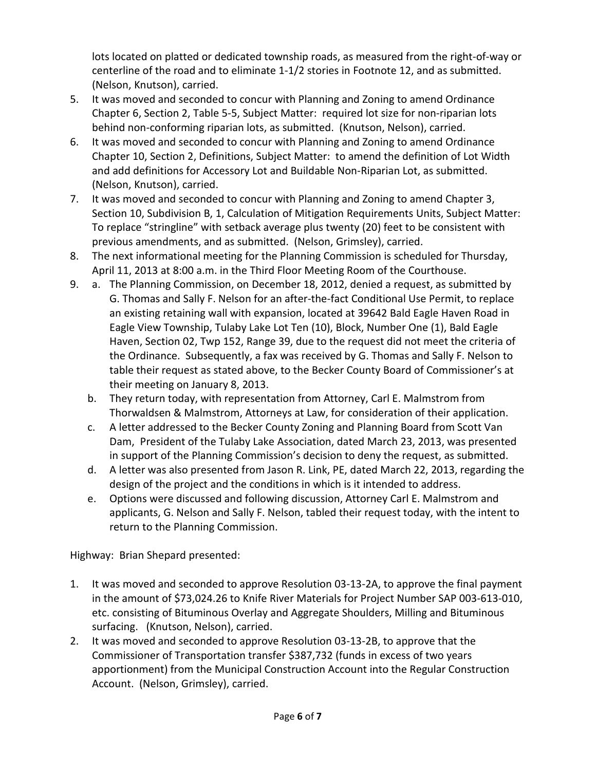lots located on platted or dedicated township roads, as measured from the right-of-way or centerline of the road and to eliminate 1-1/2 stories in Footnote 12, and as submitted. (Nelson, Knutson), carried.

5. It was moved and seconded to concur with Planning and Zoning to amend Ordinance Chapter 6, Section 2, Table 5-5, Subject Matter: required lot size for non-riparian lots behind non-conforming riparian lots, as submitted. (Knutson, Nelson), carried.
6. It was moved and seconded to concur with Planning and Zoning to amend Ordinance Chapter 10, Section 2, Definitions, Subject Matter: to amend the definition of Lot Width and add definitions for Accessory Lot and Buildable Non-Riparian Lot, as submitted. (Nelson, Knutson), carried.
7. It was moved and seconded to concur with Planning and Zoning to amend Chapter 3, Section 10, Subdivision B, 1, Calculation of Mitigation Requirements Units, Subject Matter: To replace "stringline" with setback average plus twenty (20) feet to be consistent with previous amendments, and as submitted. (Nelson, Grimsley), carried.
8. The next informational meeting for the Planning Commission is scheduled for Thursday, April 11, 2013 at 8:00 a.m. in the Third Floor Meeting Room of the Courthouse.
9. a. The Planning Commission, on December 18, 2012, denied a request, as submitted by G. Thomas and Sally F. Nelson for an after-the-fact Conditional Use Permit, to replace an existing retaining wall with expansion, located at 39642 Bald Eagle Haven Road in Eagle View Township, Tulaby Lake Lot Ten (10), Block, Number One (1), Bald Eagle Haven, Section 02, Twp 152, Range 39, due to the request did not meet the criteria of the Ordinance. Subsequently, a fax was received by G. Thomas and Sally F. Nelson to table their request as stated above, to the Becker County Board of Commissioner's at their meeting on January 8, 2013.
   b. They return today, with representation from Attorney, Carl E. Malmstrom from Thorwaldsen & Malmstrom, Attorneys at Law, for consideration of their application.
   c. A letter addressed to the Becker County Zoning and Planning Board from Scott Van Dam, President of the Tulaby Lake Association, dated March 23, 2013, was presented in support of the Planning Commission's decision to deny the request, as submitted.
   d. A letter was also presented from Jason R. Link, PE, dated March 22, 2013, regarding the design of the project and the conditions in which is it intended to address.
   e. Options were discussed and following discussion, Attorney Carl E. Malmstrom and applicants, G. Nelson and Sally F. Nelson, tabled their request today, with the intent to return to the Planning Commission.

Highway: Brian Shepard presented:

1. It was moved and seconded to approve Resolution 03-13-2A, to approve the final payment in the amount of $73,024.26 to Knife River Materials for Project Number SAP 003-613-010, etc. consisting of Bituminous Overlay and Aggregate Shoulders, Milling and Bituminous surfacing. (Knutson, Nelson), carried.
2. It was moved and seconded to approve Resolution 03-13-2B, to approve that the Commissioner of Transportation transfer $387,732 (funds in excess of two years apportionment) from the Municipal Construction Account into the Regular Construction Account. (Nelson, Grimsley), carried.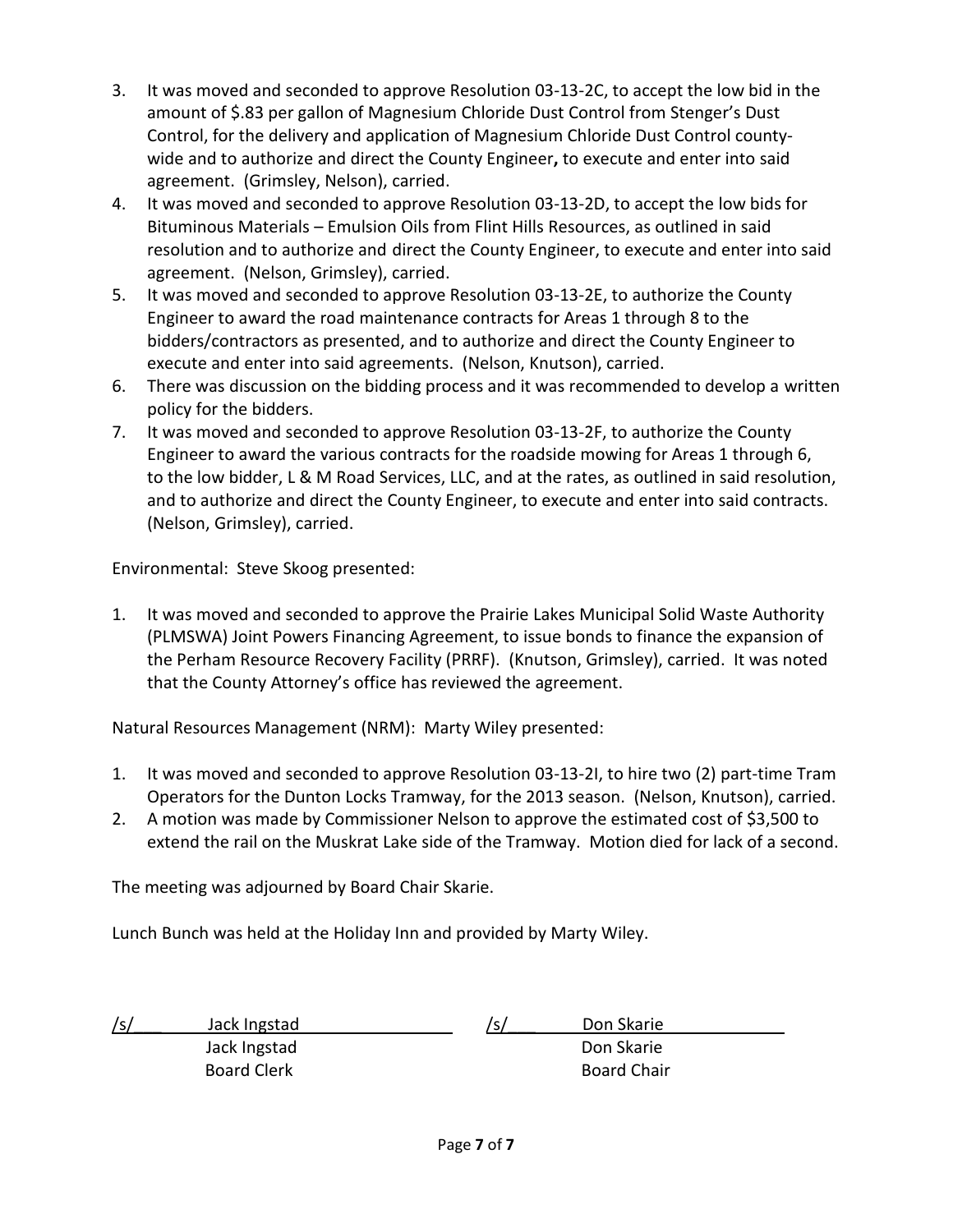3. It was moved and seconded to approve Resolution 03-13-2C, to accept the low bid in the amount of $.83 per gallon of Magnesium Chloride Dust Control from Stenger's Dust Control, for the delivery and application of Magnesium Chloride Dust Control county-wide and to authorize and direct the County Engineer**,** to execute and enter into said agreement. (Grimsley, Nelson), carried.
4. It was moved and seconded to approve Resolution 03-13-2D, to accept the low bids for Bituminous Materials – Emulsion Oils from Flint Hills Resources, as outlined in said resolution and to authorize and direct the County Engineer, to execute and enter into said agreement. (Nelson, Grimsley), carried.
5. It was moved and seconded to approve Resolution 03-13-2E, to authorize the County Engineer to award the road maintenance contracts for Areas 1 through 8 to the bidders/contractors as presented, and to authorize and direct the County Engineer to execute and enter into said agreements. (Nelson, Knutson), carried.
6. There was discussion on the bidding process and it was recommended to develop a written policy for the bidders.
7. It was moved and seconded to approve Resolution 03-13-2F, to authorize the County Engineer to award the various contracts for the roadside mowing for Areas 1 through 6, to the low bidder, L & M Road Services, LLC, and at the rates, as outlined in said resolution, and to authorize and direct the County Engineer, to execute and enter into said contracts. (Nelson, Grimsley), carried.

Environmental: Steve Skoog presented:

1. It was moved and seconded to approve the Prairie Lakes Municipal Solid Waste Authority (PLMSWA) Joint Powers Financing Agreement, to issue bonds to finance the expansion of the Perham Resource Recovery Facility (PRRF). (Knutson, Grimsley), carried. It was noted that the County Attorney's office has reviewed the agreement.

Natural Resources Management (NRM): Marty Wiley presented:

1. It was moved and seconded to approve Resolution 03-13-2I, to hire two (2) part-time Tram Operators for the Dunton Locks Tramway, for the 2013 season. (Nelson, Knutson), carried.
2. A motion was made by Commissioner Nelson to approve the estimated cost of $3,500 to extend the rail on the Muskrat Lake side of the Tramway. Motion died for lack of a second.

The meeting was adjourned by Board Chair Skarie.

Lunch Bunch was held at the Holiday Inn and provided by Marty Wiley.

/s/___ Jack Ingstad
Jack Ingstad
Board Clerk

/s/___ Don Skarie
Don Skarie
Board Chair